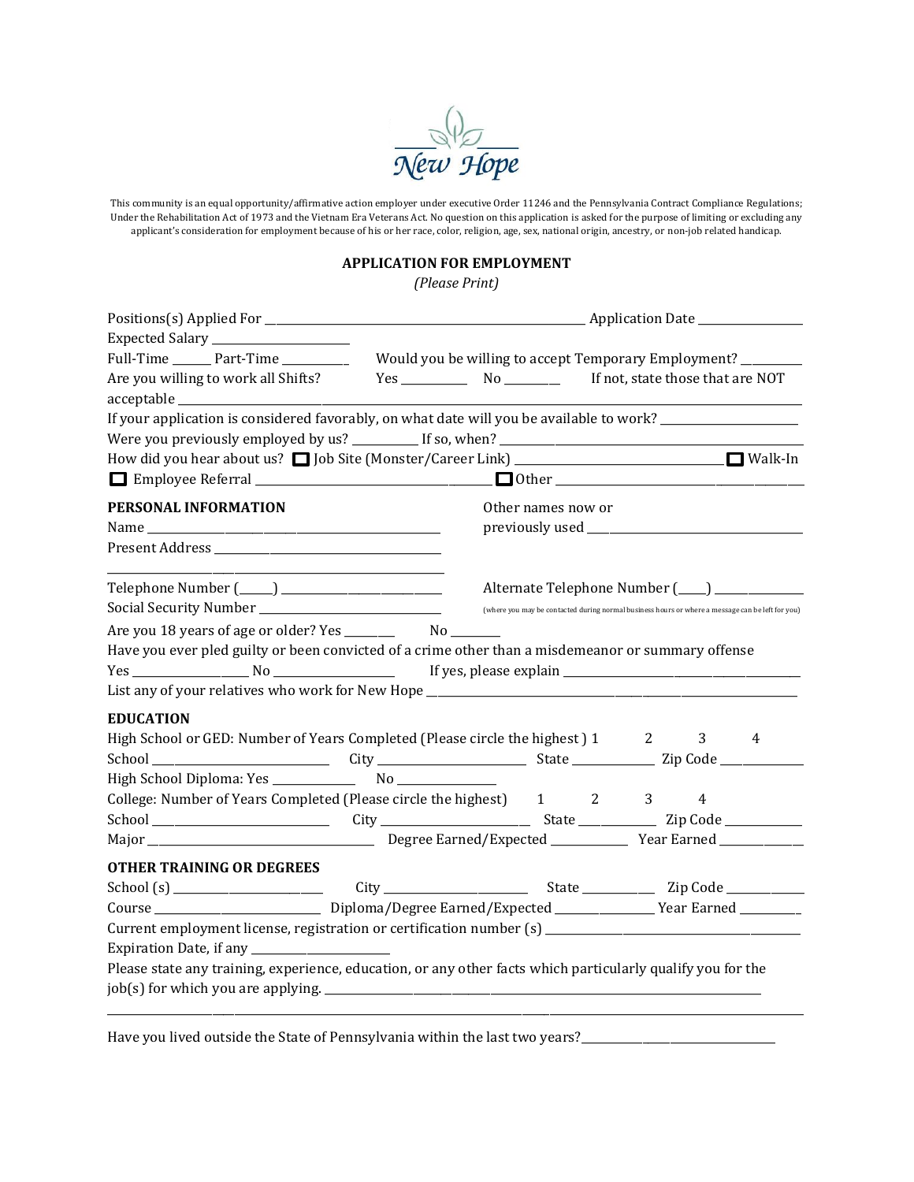New Hope

This community is an equal opportunity/affirmative action employer under executive Order 11246 and the Pennsylvania Contract Compliance Regulations; Under the Rehabilitation Act of 1973 and the Vietnam Era Veterans Act. No question on this application is asked for the purpose of limiting or excluding any applicant's consideration for employment because of his or her race, color, religion, age, sex, national origin, ancestry, or non-job related handicap.

## APPLICATION FOR EMPLOYMENT

*(Please Print)*

Positions(s) Applied For ______________________________ Application Date ______________

Expected Salary ______________

Full-Time ______ Part-Time __________ Would you be willing to accept Temporary Employment? _________

Are you willing to work all Shifts? Yes __________ No ________ If not, state those that are NOT acceptable ______________________________

If your application is considered favorably, on what date will you be available to work? ______________

Were you previously employed by us? __________ If so, when? ______________________________

How did you hear about us? ☐ Job Site (Monster/Career Link) ______________________ ☐ Walk-In

☐ Employee Referral ______________________ ☐ Other ______________________

### PERSONAL INFORMATION

Name ______________________________

Other names now or previously used ______________________________

Present Address ______________________________

______________________________

Telephone Number (_____) ______________________

Alternate Telephone Number (____) ______________

(where you may be contacted during normal business hours or where a message can be left for you)

Social Security Number ______________________

Are you 18 years of age or older? Yes _______ No _______

Have you ever pled guilty or been convicted of a crime other than a misdemeanor or summary offense

Yes ________________ No ________________ If yes, please explain ______________________________

List any of your relatives who work for New Hope ______________________________

### EDUCATION

High School or GED: Number of Years Completed (Please circle the highest ) 1 2 3 4

School ______________________ City ______________________ State ____________ Zip Code ____________

High School Diploma: Yes ____________ No ______________

College: Number of Years Completed (Please circle the highest) 1 2 3 4

School ______________________ City ______________________ State ____________ Zip Code ____________

Major ______________________ Degree Earned/Expected ____________ Year Earned ____________

### OTHER TRAINING OR DEGREES

School (s) ______________________ City ______________________ State ____________ Zip Code ____________

Course ______________________ Diploma/Degree Earned/Expected ______________ Year Earned _________

Current employment license, registration or certification number (s) ______________________________

Expiration Date, if any ______________________

Please state any training, experience, education, or any other facts which particularly qualify you for the job(s) for which you are applying. ______________________________

______________________________

Have you lived outside the State of Pennsylvania within the last two years? ______________________________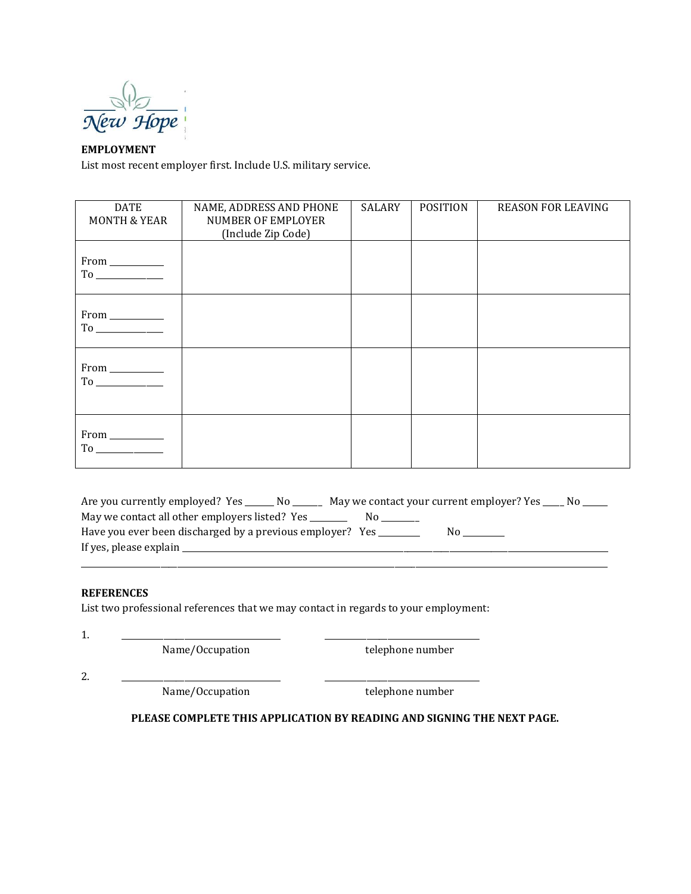New Hope

**EMPLOYMENT**

List most recent employer first. Include U.S. military service.

| DATE MONTH & YEAR | NAME, ADDRESS AND PHONE NUMBER OF EMPLOYER (Include Zip Code) | SALARY | POSITION | REASON FOR LEAVING |
|---|---|---|---|---|
| From ___________ To ______________ | | | | |
| From ___________ To ______________ | | | | |
| From ___________ To ______________ | | | | |
| From ___________ To ______________ | | | | |

Are you currently employed? Yes ______ No ______ May we contact your current employer? Yes _____ No _____

May we contact all other employers listed? Yes ________ No ________

Have you ever been discharged by a previous employer? Yes _________ No _________

If yes, please explain ___________________________________________________________________________

_____________________________________________________________________________________________

**REFERENCES**

List two professional references that we may contact in regards to your employment:

1. ______________________________ ______________________________
   Name/Occupation telephone number

2. ______________________________ ______________________________
   Name/Occupation telephone number

**PLEASE COMPLETE THIS APPLICATION BY READING AND SIGNING THE NEXT PAGE.**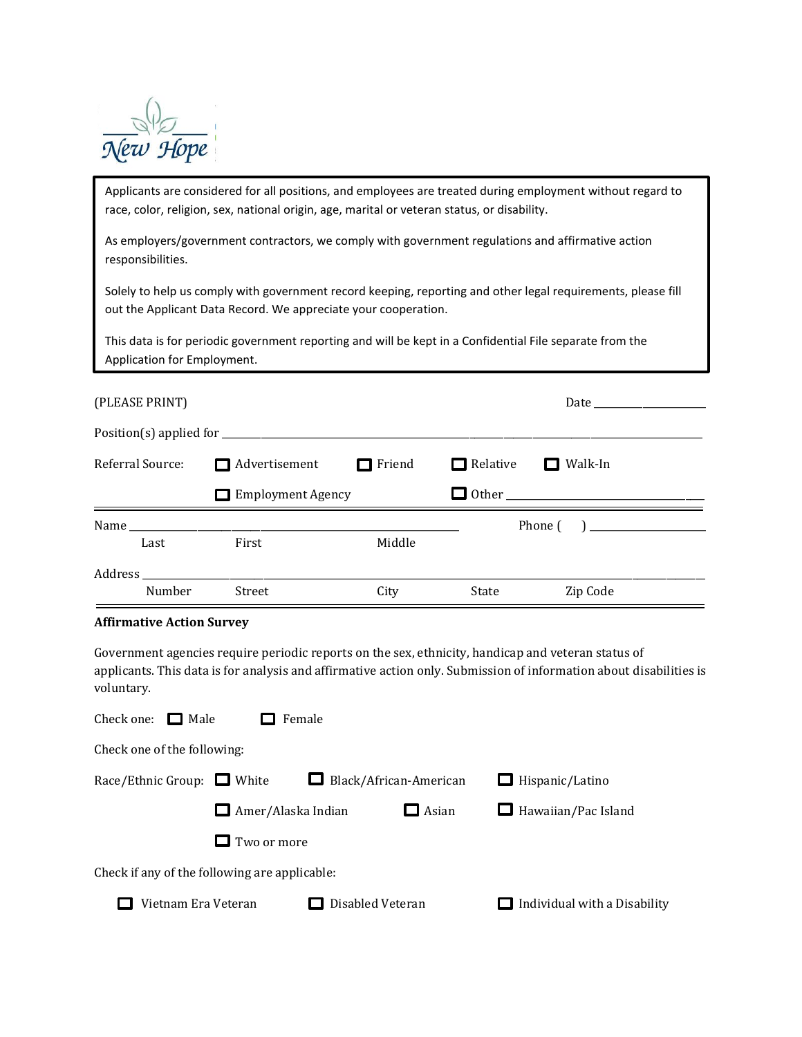New Hope

> Applicants are considered for all positions, and employees are treated during employment without regard to race, color, religion, sex, national origin, age, marital or veteran status, or disability.
>
> As employers/government contractors, we comply with government regulations and affirmative action responsibilities.
>
> Solely to help us comply with government record keeping, reporting and other legal requirements, please fill out the Applicant Data Record. We appreciate your cooperation.
>
> This data is for periodic government reporting and will be kept in a Confidential File separate from the Application for Employment.

(PLEASE PRINT) Date ____________________

Position(s) applied for ________________________________________________________________________________

Referral Source: ☐ Advertisement ☐ Friend ☐ Relative ☐ Walk-In

☐ Employment Agency ☐ Other ____________________________________

---

Name ______________________________________________________ Phone (   ) ____________________

Last First Middle

Address _________________________________________________________________________________________

Number Street City State Zip Code

---

**Affirmative Action Survey**

Government agencies require periodic reports on the sex, ethnicity, handicap and veteran status of applicants. This data is for analysis and affirmative action only. Submission of information about disabilities is voluntary.

Check one: ☐ Male ☐ Female

Check one of the following:

Race/Ethnic Group: ☐ White ☐ Black/African-American ☐ Hispanic/Latino

☐ Amer/Alaska Indian ☐ Asian ☐ Hawaiian/Pac Island

☐ Two or more

Check if any of the following are applicable:

☐ Vietnam Era Veteran ☐ Disabled Veteran ☐ Individual with a Disability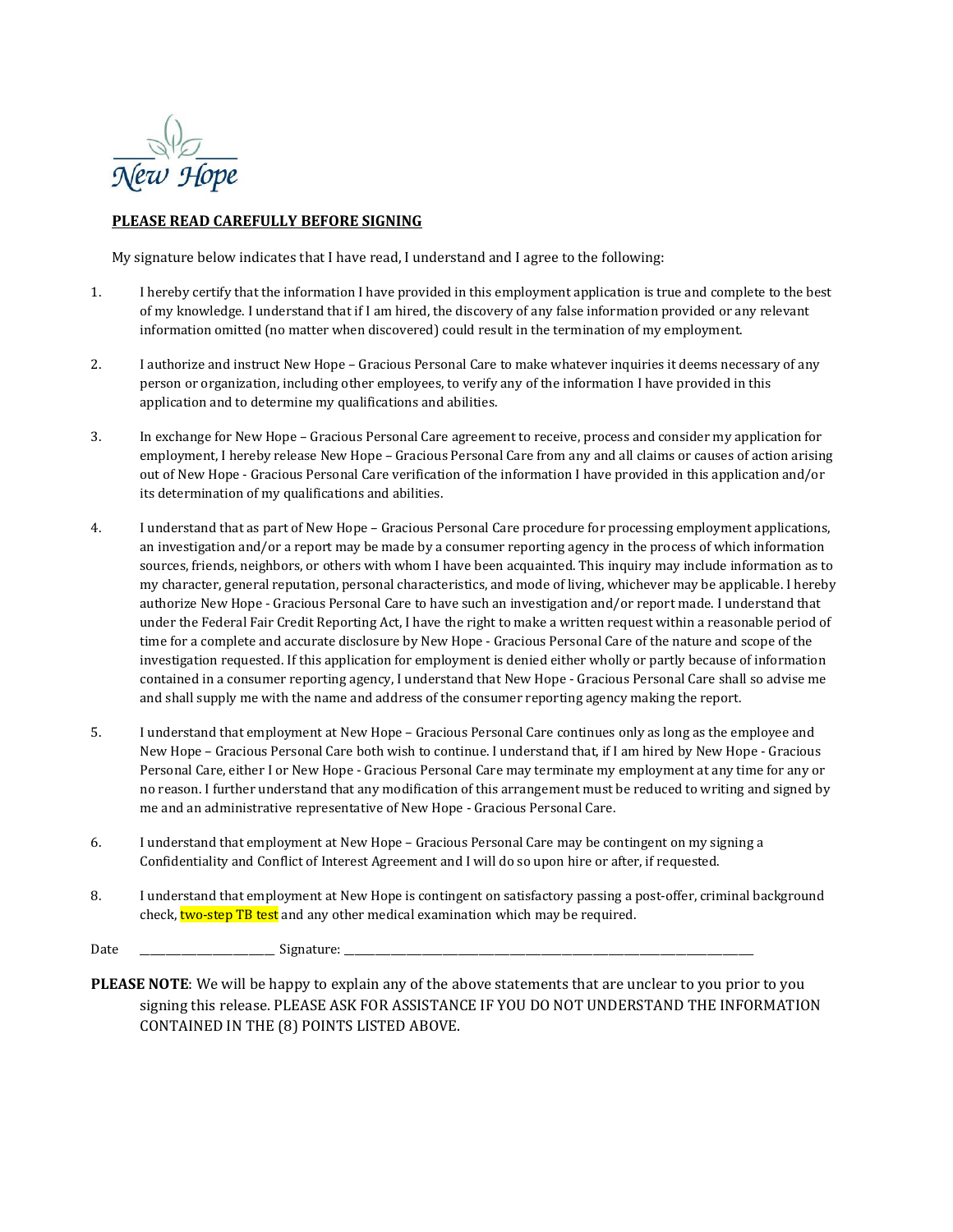New Hope

**PLEASE READ CAREFULLY BEFORE SIGNING**

My signature below indicates that I have read, I understand and I agree to the following:

1. I hereby certify that the information I have provided in this employment application is true and complete to the best of my knowledge. I understand that if I am hired, the discovery of any false information provided or any relevant information omitted (no matter when discovered) could result in the termination of my employment.

2. I authorize and instruct New Hope – Gracious Personal Care to make whatever inquiries it deems necessary of any person or organization, including other employees, to verify any of the information I have provided in this application and to determine my qualifications and abilities.

3. In exchange for New Hope – Gracious Personal Care agreement to receive, process and consider my application for employment, I hereby release New Hope – Gracious Personal Care from any and all claims or causes of action arising out of New Hope - Gracious Personal Care verification of the information I have provided in this application and/or its determination of my qualifications and abilities.

4. I understand that as part of New Hope – Gracious Personal Care procedure for processing employment applications, an investigation and/or a report may be made by a consumer reporting agency in the process of which information sources, friends, neighbors, or others with whom I have been acquainted. This inquiry may include information as to my character, general reputation, personal characteristics, and mode of living, whichever may be applicable. I hereby authorize New Hope - Gracious Personal Care to have such an investigation and/or report made. I understand that under the Federal Fair Credit Reporting Act, I have the right to make a written request within a reasonable period of time for a complete and accurate disclosure by New Hope - Gracious Personal Care of the nature and scope of the investigation requested. If this application for employment is denied either wholly or partly because of information contained in a consumer reporting agency, I understand that New Hope - Gracious Personal Care shall so advise me and shall supply me with the name and address of the consumer reporting agency making the report.

5. I understand that employment at New Hope – Gracious Personal Care continues only as long as the employee and New Hope – Gracious Personal Care both wish to continue. I understand that, if I am hired by New Hope - Gracious Personal Care, either I or New Hope - Gracious Personal Care may terminate my employment at any time for any or no reason. I further understand that any modification of this arrangement must be reduced to writing and signed by me and an administrative representative of New Hope - Gracious Personal Care.

6. I understand that employment at New Hope – Gracious Personal Care may be contingent on my signing a Confidentiality and Conflict of Interest Agreement and I will do so upon hire or after, if requested.

8. I understand that employment at New Hope is contingent on satisfactory passing a post-offer, criminal background check, two-step TB test and any other medical examination which may be required.

Date ________________________ Signature: ______________________________________________________________________________

**PLEASE NOTE**: We will be happy to explain any of the above statements that are unclear to you prior to you signing this release. PLEASE ASK FOR ASSISTANCE IF YOU DO NOT UNDERSTAND THE INFORMATION CONTAINED IN THE (8) POINTS LISTED ABOVE.